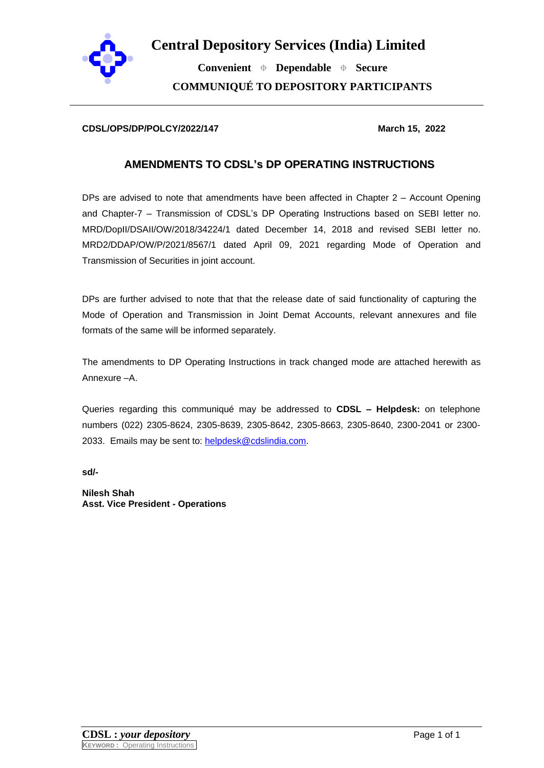# Central Depository Services (India) Limited

**Convenient ⌖ Dependable ⌖ Secure**

**COMMUNIQUÉ TO DEPOSITORY PARTICIPANTS**

---

**CDSL/OPS/DP/POLCY/2022/147** **March 15, 2022**

## AMENDMENTS TO CDSL's DP OPERATING INSTRUCTIONS

DPs are advised to note that amendments have been affected in Chapter 2 – Account Opening and Chapter-7 – Transmission of CDSL's DP Operating Instructions based on SEBI letter no. MRD/DopII/DSAII/OW/2018/34224/1 dated December 14, 2018 and revised SEBI letter no. MRD2/DDAP/OW/P/2021/8567/1 dated April 09, 2021 regarding Mode of Operation and Transmission of Securities in joint account.

DPs are further advised to note that that the release date of said functionality of capturing the Mode of Operation and Transmission in Joint Demat Accounts, relevant annexures and file formats of the same will be informed separately.

The amendments to DP Operating Instructions in track changed mode are attached herewith as Annexure –A.

Queries regarding this communiqué may be addressed to **CDSL – Helpdesk:** on telephone numbers (022) 2305-8624, 2305-8639, 2305-8642, 2305-8663, 2305-8640, 2300-2041 or 2300-2033. Emails may be sent to: helpdesk@cdslindia.com.

**sd/-**

**Nilesh Shah**
**Asst. Vice President - Operations**

**CDSL :** ***your depository***
KEYWORD : Operating Instructions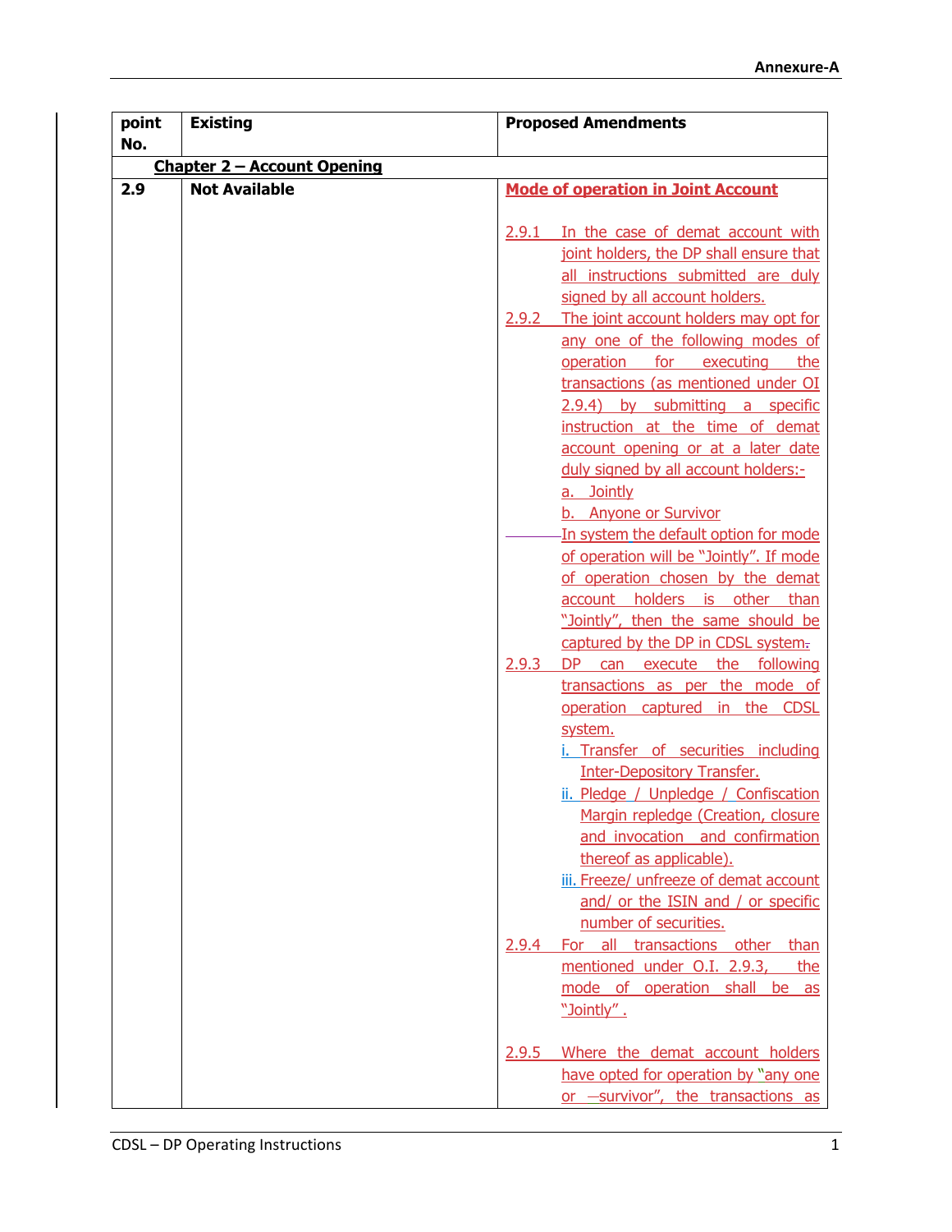**Annexure-A**

| point No. | Existing | Proposed Amendments |
|---|---|---|
| **Chapter 2 – Account Opening** | | |
| **2.9** | **Not Available** | **Mode of operation in Joint Account**<br><br>2.9.1 In the case of demat account with joint holders, the DP shall ensure that all instructions submitted are duly signed by all account holders.<br>2.9.2 The joint account holders may opt for any one of the following modes of operation for executing the transactions (as mentioned under OI 2.9.4) by submitting a specific instruction at the time of demat account opening or at a later date duly signed by all account holders:-<br>a. Jointly<br>b. Anyone or Survivor<br>In system the default option for mode of operation will be "Jointly". If mode of operation chosen by the demat account holders is other than "Jointly", then the same should be captured by the DP in CDSL system.<br>2.9.3 DP can execute the following transactions as per the mode of operation captured in the CDSL system.<br>i. Transfer of securities including Inter-Depository Transfer.<br>ii. Pledge / Unpledge / Confiscation Margin repledge (Creation, closure and invocation and confirmation thereof as applicable).<br>iii. Freeze/ unfreeze of demat account and/ or the ISIN and / or specific number of securities.<br>2.9.4 For all transactions other than mentioned under O.I. 2.9.3, the mode of operation shall be as "Jointly".<br><br>2.9.5 Where the demat account holders have opted for operation by "any one or survivor", the transactions as |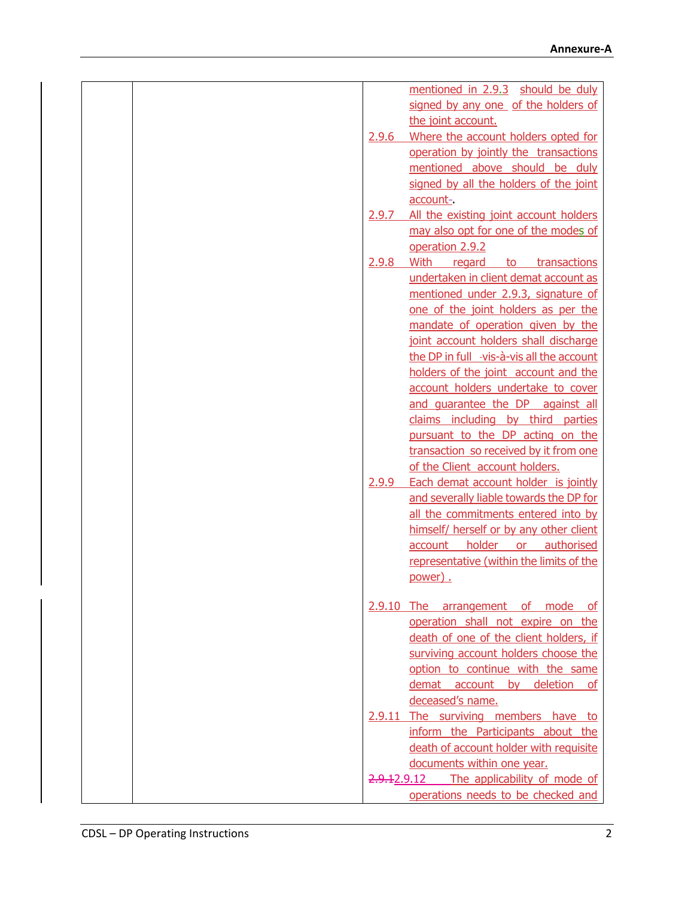| | | |
|---|---|---|
| | | mentioned in 2.9.3 should be duly signed by any one of the holders of the joint account.<br>2.9.6 Where the account holders opted for operation by jointly the transactions mentioned above should be duly signed by all the holders of the joint account.<br>2.9.7 All the existing joint account holders may also opt for one of the modes of operation 2.9.2<br>2.9.8 With regard to transactions undertaken in client demat account as mentioned under 2.9.3, signature of one of the joint holders as per the mandate of operation given by the joint account holders shall discharge the DP in full vis-à-vis all the account holders of the joint account and the account holders undertake to cover and guarantee the DP against all claims including by third parties pursuant to the DP acting on the transaction so received by it from one of the Client account holders.<br>2.9.9 Each demat account holder is jointly and severally liable towards the DP for all the commitments entered into by himself/ herself or by any other client account holder or authorised representative (within the limits of the power) .<br><br>2.9.10 The arrangement of mode of operation shall not expire on the death of one of the client holders, if surviving account holders choose the option to continue with the same demat account by deletion of deceased's name.<br>2.9.11 The surviving members have to inform the Participants about the death of account holder with requisite documents within one year.<br>2.9.12 The applicability of mode of operations needs to be checked and |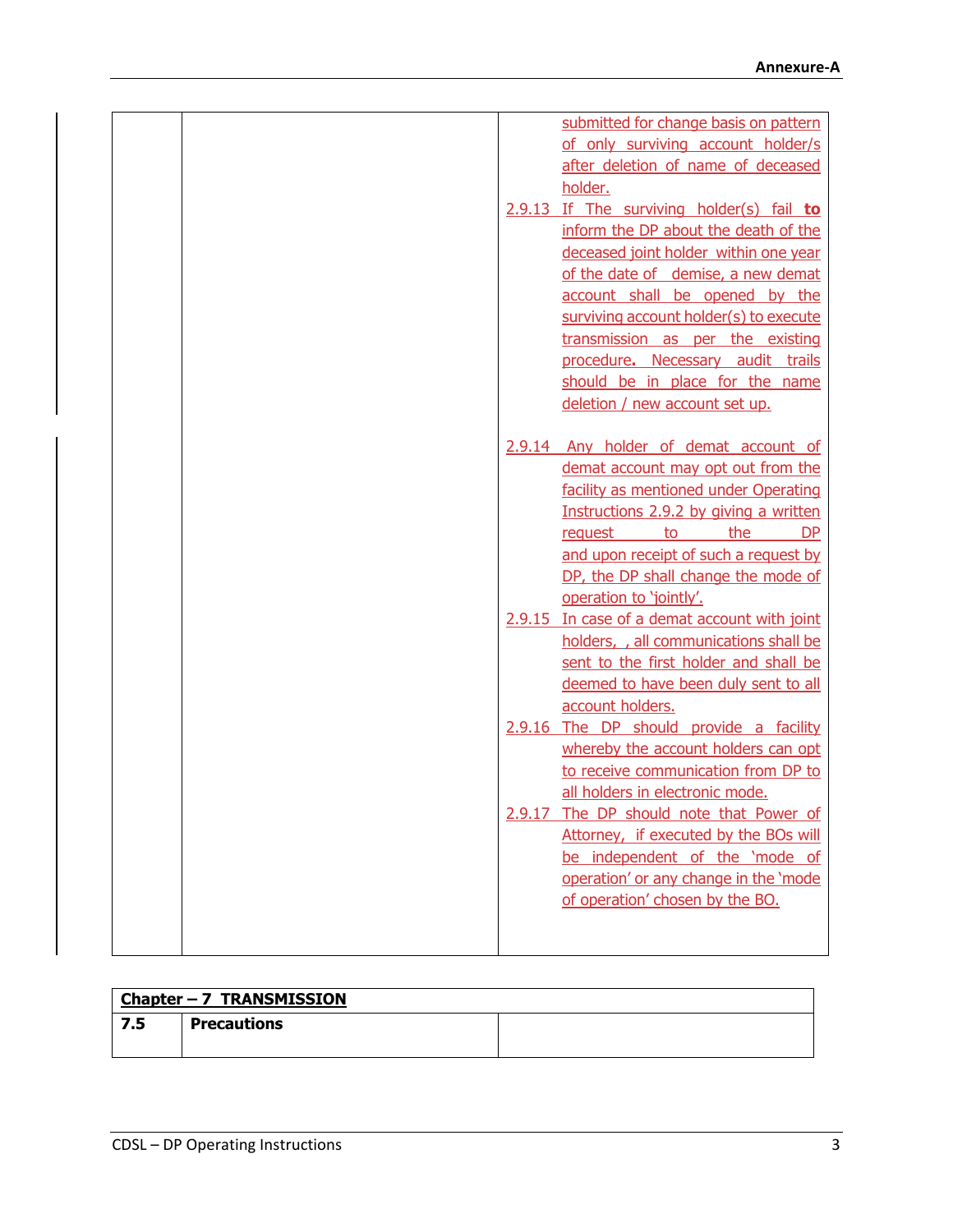| | | |
|---|---|---|
| | | submitted for change basis on pattern of only surviving account holder/s after deletion of name of deceased holder.<br>2.9.13 If The surviving holder(s) fail **to** inform the DP about the death of the deceased joint holder within one year of the date of demise, a new demat account shall be opened by the surviving account holder(s) to execute transmission as per the existing procedure**.** Necessary audit trails should be in place for the name deletion / new account set up.<br><br>2.9.14 Any holder of demat account of demat account may opt out from the facility as mentioned under Operating Instructions 2.9.2 by giving a written request to the DP and upon receipt of such a request by DP, the DP shall change the mode of operation to 'jointly'.<br>2.9.15 In case of a demat account with joint holders, , all communications shall be sent to the first holder and shall be deemed to have been duly sent to all account holders.<br>2.9.16 The DP should provide a facility whereby the account holders can opt to receive communication from DP to all holders in electronic mode.<br>2.9.17 The DP should note that Power of Attorney, if executed by the BOs will be independent of the 'mode of operation' or any change in the 'mode of operation' chosen by the BO. |

| **Chapter – 7 TRANSMISSION** | | |
|---|---|---|
| **7.5** | **Precautions** | |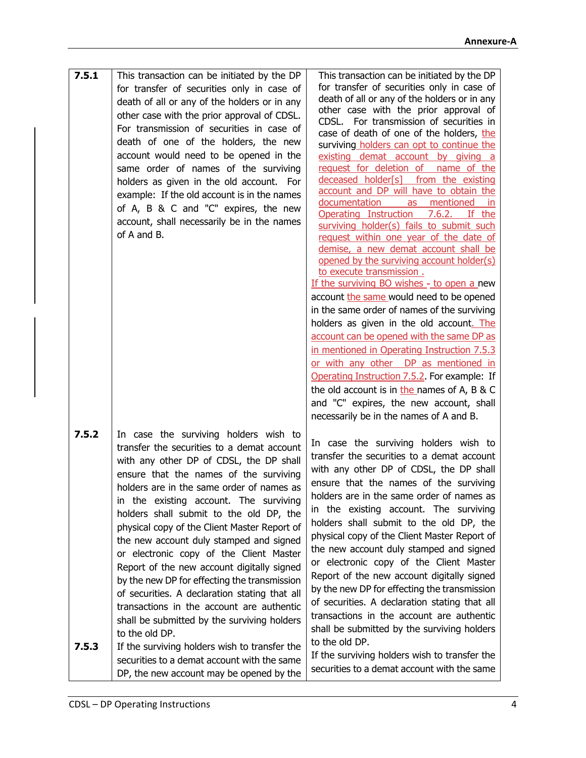| | | |
|---|---|---|
| **7.5.1** | This transaction can be initiated by the DP for transfer of securities only in case of death of all or any of the holders or in any other case with the prior approval of CDSL. For transmission of securities in case of death of one of the holders, the new account would need to be opened in the same order of names of the surviving holders as given in the old account. For example: If the old account is in the names of A, B & C and "C" expires, the new account, shall necessarily be in the names of A and B. | This transaction can be initiated by the DP for transfer of securities only in case of death of all or any of the holders or in any other case with the prior approval of CDSL. For transmission of securities in case of death of one of the holders, the surviving holders can opt to continue the existing demat account by giving a request for deletion of name of the deceased holder[s] from the existing account and DP will have to obtain the documentation as mentioned in Operating Instruction 7.6.2. If the surviving holder(s) fails to submit such request within one year of the date of demise, a new demat account shall be opened by the surviving account holder(s) to execute transmission . If the surviving BO wishes - to open a new account the same would need to be opened in the same order of names of the surviving holders as given in the old account. The account can be opened with the same DP as in mentioned in Operating Instruction 7.5.3 or with any other DP as mentioned in Operating Instruction 7.5.2. For example: If the old account is in the names of A, B & C and "C" expires, the new account, shall necessarily be in the names of A and B. |
| **7.5.2** | In case the surviving holders wish to transfer the securities to a demat account with any other DP of CDSL, the DP shall ensure that the names of the surviving holders are in the same order of names as in the existing account. The surviving holders shall submit to the old DP, the physical copy of the Client Master Report of the new account duly stamped and signed or electronic copy of the Client Master Report of the new account digitally signed by the new DP for effecting the transmission of securities. A declaration stating that all transactions in the account are authentic shall be submitted by the surviving holders to the old DP. | In case the surviving holders wish to transfer the securities to a demat account with any other DP of CDSL, the DP shall ensure that the names of the surviving holders are in the same order of names as in the existing account. The surviving holders shall submit to the old DP, the physical copy of the Client Master Report of the new account duly stamped and signed or electronic copy of the Client Master Report of the new account digitally signed by the new DP for effecting the transmission of securities. A declaration stating that all transactions in the account are authentic shall be submitted by the surviving holders to the old DP. |
| **7.5.3** | If the surviving holders wish to transfer the securities to a demat account with the same DP, the new account may be opened by the | If the surviving holders wish to transfer the securities to a demat account with the same |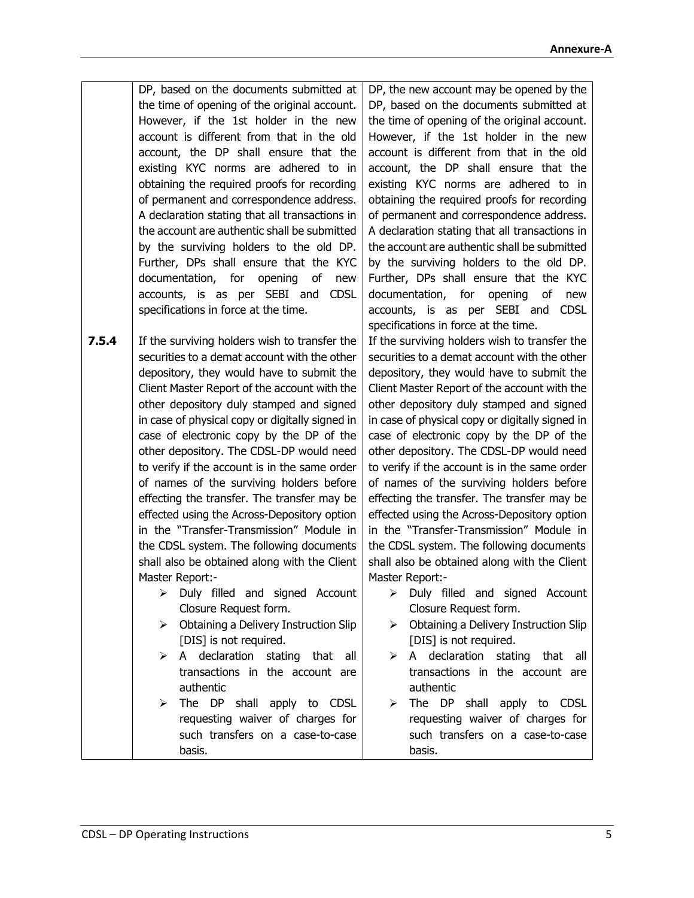| | | |
|---|---|---|
| | DP, based on the documents submitted at the time of opening of the original account. However, if the 1st holder in the new account is different from that in the old account, the DP shall ensure that the existing KYC norms are adhered to in obtaining the required proofs for recording of permanent and correspondence address. A declaration stating that all transactions in the account are authentic shall be submitted by the surviving holders to the old DP. Further, DPs shall ensure that the KYC documentation, for opening of new accounts, is as per SEBI and CDSL specifications in force at the time. | DP, the new account may be opened by the DP, based on the documents submitted at the time of opening of the original account. However, if the 1st holder in the new account is different from that in the old account, the DP shall ensure that the existing KYC norms are adhered to in obtaining the required proofs for recording of permanent and correspondence address. A declaration stating that all transactions in the account are authentic shall be submitted by the surviving holders to the old DP. Further, DPs shall ensure that the KYC documentation, for opening of new accounts, is as per SEBI and CDSL specifications in force at the time. |
| **7.5.4** | If the surviving holders wish to transfer the securities to a demat account with the other depository, they would have to submit the Client Master Report of the account with the other depository duly stamped and signed in case of physical copy or digitally signed in case of electronic copy by the DP of the other depository. The CDSL-DP would need to verify if the account is in the same order of names of the surviving holders before effecting the transfer. The transfer may be effected using the Across-Depository option in the "Transfer-Transmission" Module in the CDSL system. The following documents shall also be obtained along with the Client Master Report:-<br>➢ Duly filled and signed Account Closure Request form.<br>➢ Obtaining a Delivery Instruction Slip [DIS] is not required.<br>➢ A declaration stating that all transactions in the account are authentic<br>➢ The DP shall apply to CDSL requesting waiver of charges for such transfers on a case-to-case basis. | If the surviving holders wish to transfer the securities to a demat account with the other depository, they would have to submit the Client Master Report of the account with the other depository duly stamped and signed in case of physical copy or digitally signed in case of electronic copy by the DP of the other depository. The CDSL-DP would need to verify if the account is in the same order of names of the surviving holders before effecting the transfer. The transfer may be effected using the Across-Depository option in the "Transfer-Transmission" Module in the CDSL system. The following documents shall also be obtained along with the Client Master Report:-<br>➢ Duly filled and signed Account Closure Request form.<br>➢ Obtaining a Delivery Instruction Slip [DIS] is not required.<br>➢ A declaration stating that all transactions in the account are authentic<br>➢ The DP shall apply to CDSL requesting waiver of charges for such transfers on a case-to-case basis. |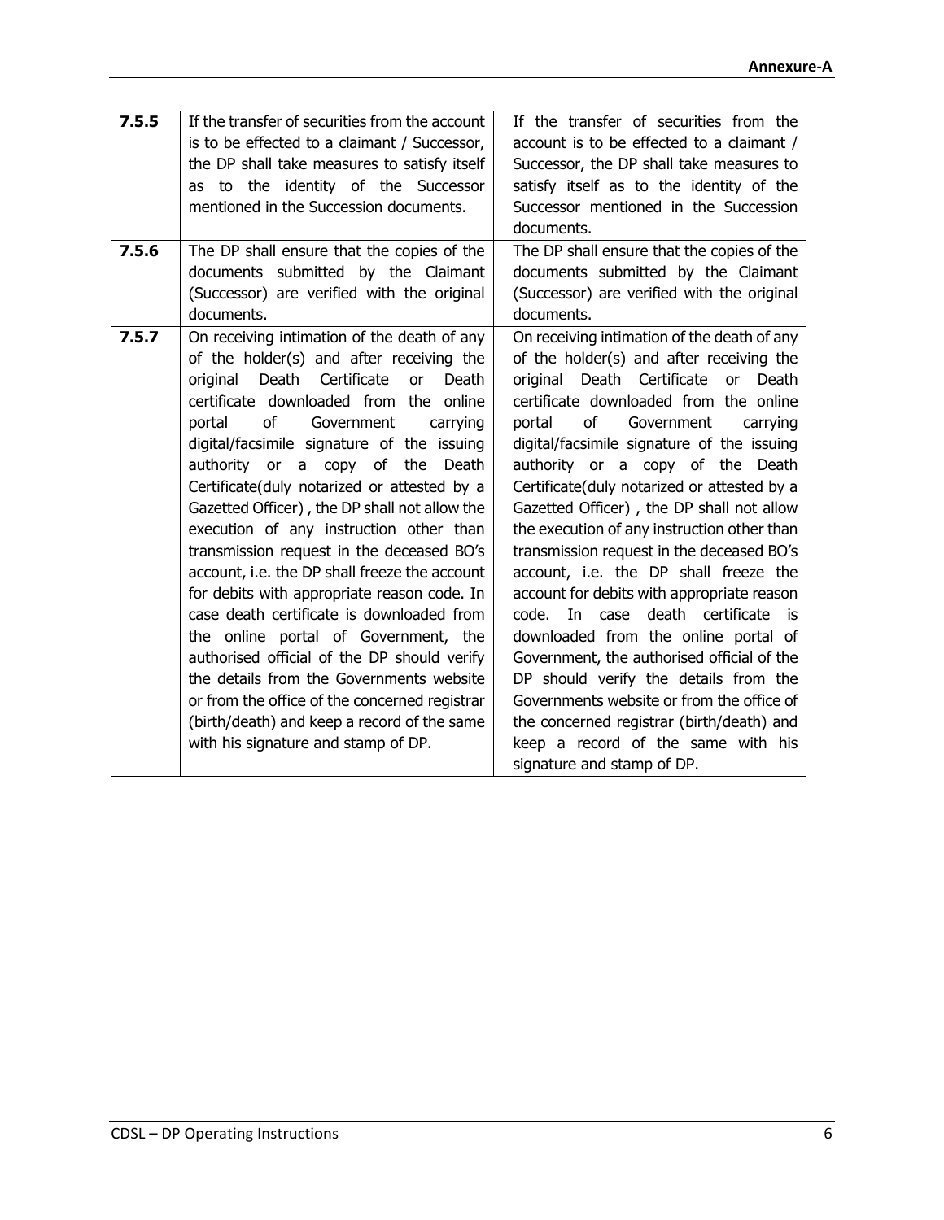| 7.5.5 | If the transfer of securities from the account is to be effected to a claimant / Successor, the DP shall take measures to satisfy itself as to the identity of the Successor mentioned in the Succession documents. | If the transfer of securities from the account is to be effected to a claimant / Successor, the DP shall take measures to satisfy itself as to the identity of the Successor mentioned in the Succession documents. |
|---|---|---|
| 7.5.6 | The DP shall ensure that the copies of the documents submitted by the Claimant (Successor) are verified with the original documents. | The DP shall ensure that the copies of the documents submitted by the Claimant (Successor) are verified with the original documents. |
| 7.5.7 | On receiving intimation of the death of any of the holder(s) and after receiving the original Death Certificate or Death certificate downloaded from the online portal of Government carrying digital/facsimile signature of the issuing authority or a copy of the Death Certificate(duly notarized or attested by a Gazetted Officer) , the DP shall not allow the execution of any instruction other than transmission request in the deceased BO's account, i.e. the DP shall freeze the account for debits with appropriate reason code. In case death certificate is downloaded from the online portal of Government, the authorised official of the DP should verify the details from the Governments website or from the office of the concerned registrar (birth/death) and keep a record of the same with his signature and stamp of DP. | On receiving intimation of the death of any of the holder(s) and after receiving the original Death Certificate or Death certificate downloaded from the online portal of Government carrying digital/facsimile signature of the issuing authority or a copy of the Death Certificate(duly notarized or attested by a Gazetted Officer) , the DP shall not allow the execution of any instruction other than transmission request in the deceased BO's account, i.e. the DP shall freeze the account for debits with appropriate reason code. In case death certificate is downloaded from the online portal of Government, the authorised official of the DP should verify the details from the Governments website or from the office of the concerned registrar (birth/death) and keep a record of the same with his signature and stamp of DP. |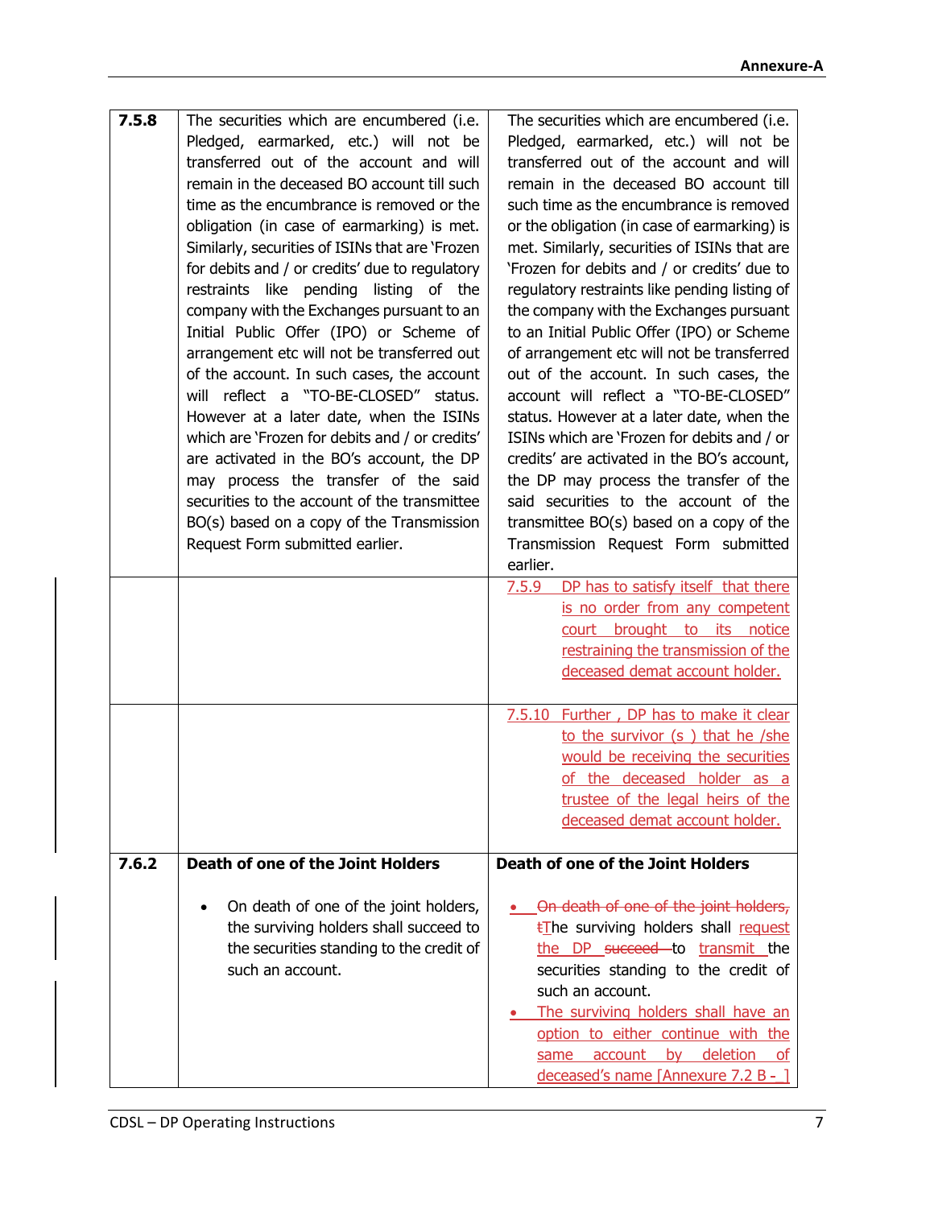**Annexure-A**

| | | |
|---|---|---|
| **7.5.8** | The securities which are encumbered (i.e. Pledged, earmarked, etc.) will not be transferred out of the account and will remain in the deceased BO account till such time as the encumbrance is removed or the obligation (in case of earmarking) is met. Similarly, securities of ISINs that are 'Frozen for debits and / or credits' due to regulatory restraints like pending listing of the company with the Exchanges pursuant to an Initial Public Offer (IPO) or Scheme of arrangement etc will not be transferred out of the account. In such cases, the account will reflect a "TO-BE-CLOSED" status. However at a later date, when the ISINs which are 'Frozen for debits and / or credits' are activated in the BO's account, the DP may process the transfer of the said securities to the account of the transmittee BO(s) based on a copy of the Transmission Request Form submitted earlier. | The securities which are encumbered (i.e. Pledged, earmarked, etc.) will not be transferred out of the account and will remain in the deceased BO account till such time as the encumbrance is removed or the obligation (in case of earmarking) is met. Similarly, securities of ISINs that are 'Frozen for debits and / or credits' due to regulatory restraints like pending listing of the company with the Exchanges pursuant to an Initial Public Offer (IPO) or Scheme of arrangement etc will not be transferred out of the account. In such cases, the account will reflect a "TO-BE-CLOSED" status. However at a later date, when the ISINs which are 'Frozen for debits and / or credits' are activated in the BO's account, the DP may process the transfer of the said securities to the account of the transmittee BO(s) based on a copy of the Transmission Request Form submitted earlier. |
| | | 7.5.9 DP has to satisfy itself that there is no order from any competent court brought to its notice restraining the transmission of the deceased demat account holder. |
| | | 7.5.10 Further , DP has to make it clear to the survivor (s ) that he /she would be receiving the securities of the deceased holder as a trustee of the legal heirs of the deceased demat account holder. |
| **7.6.2** | **Death of one of the Joint Holders**<br><br>• On death of one of the joint holders, the surviving holders shall succeed to the securities standing to the credit of such an account. | **Death of one of the Joint Holders**<br><br>• ~~On death of one of the joint holders, t~~The surviving holders shall request the DP ~~succeed~~ to transmit the securities standing to the credit of such an account.<br>• The surviving holders shall have an option to either continue with the same account by deletion of deceased's name [Annexure 7.2 B - ] |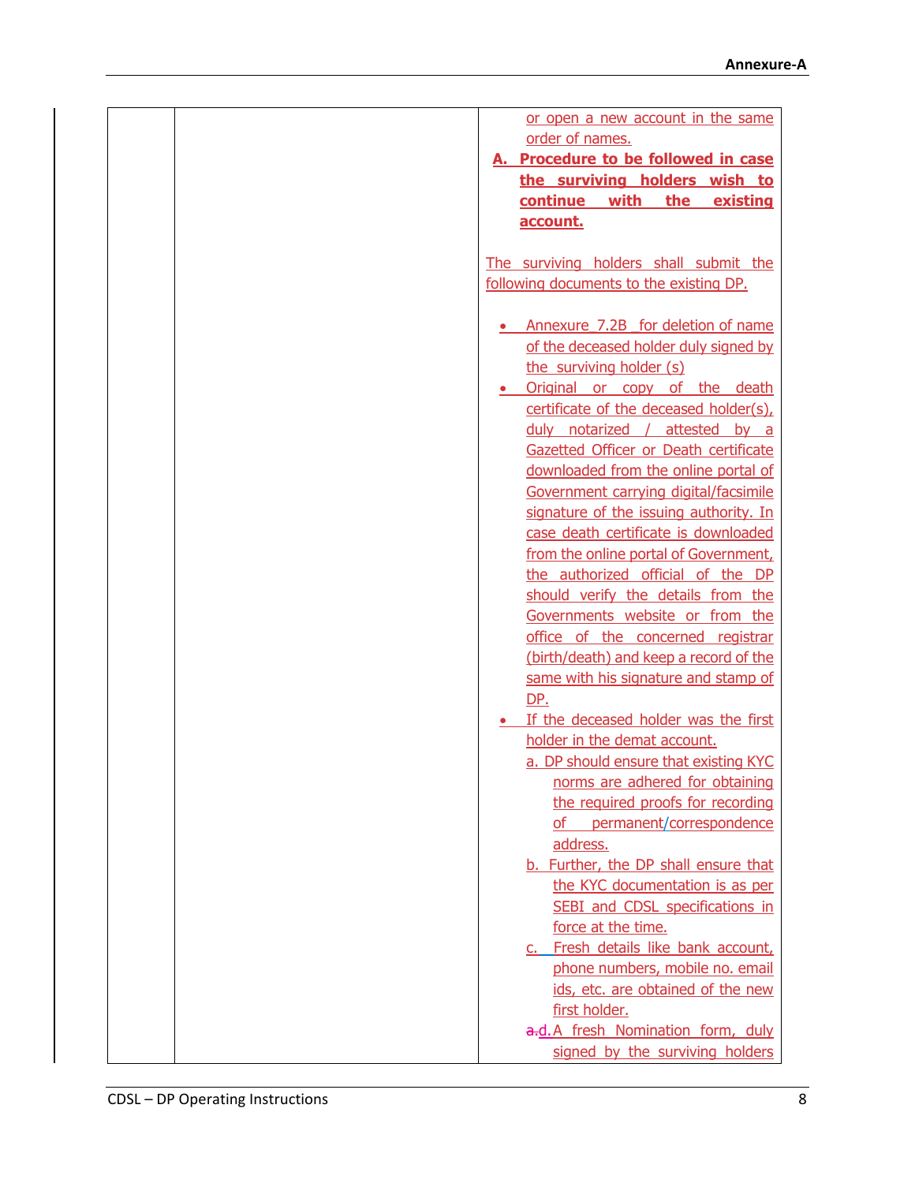| | | or open a new account in the same order of names.<br>**A. Procedure to be followed in case the surviving holders wish to continue with the existing account.**<br><br>The surviving holders shall submit the following documents to the existing DP.<br><br>• Annexure 7.2B for deletion of name of the deceased holder duly signed by the surviving holder (s)<br>• Original or copy of the death certificate of the deceased holder(s), duly notarized / attested by a Gazetted Officer or Death certificate downloaded from the online portal of Government carrying digital/facsimile signature of the issuing authority. In case death certificate is downloaded from the online portal of Government, the authorized official of the DP should verify the details from the Governments website or from the office of the concerned registrar (birth/death) and keep a record of the same with his signature and stamp of DP.<br>• If the deceased holder was the first holder in the demat account.<br>a. DP should ensure that existing KYC norms are adhered for obtaining the required proofs for recording of permanent/correspondence address.<br>b. Further, the DP shall ensure that the KYC documentation is as per SEBI and CDSL specifications in force at the time.<br>c. Fresh details like bank account, phone numbers, mobile no. email ids, etc. are obtained of the new first holder.<br>~~a.~~d. A fresh Nomination form, duly signed by the surviving holders |
|---|---|---|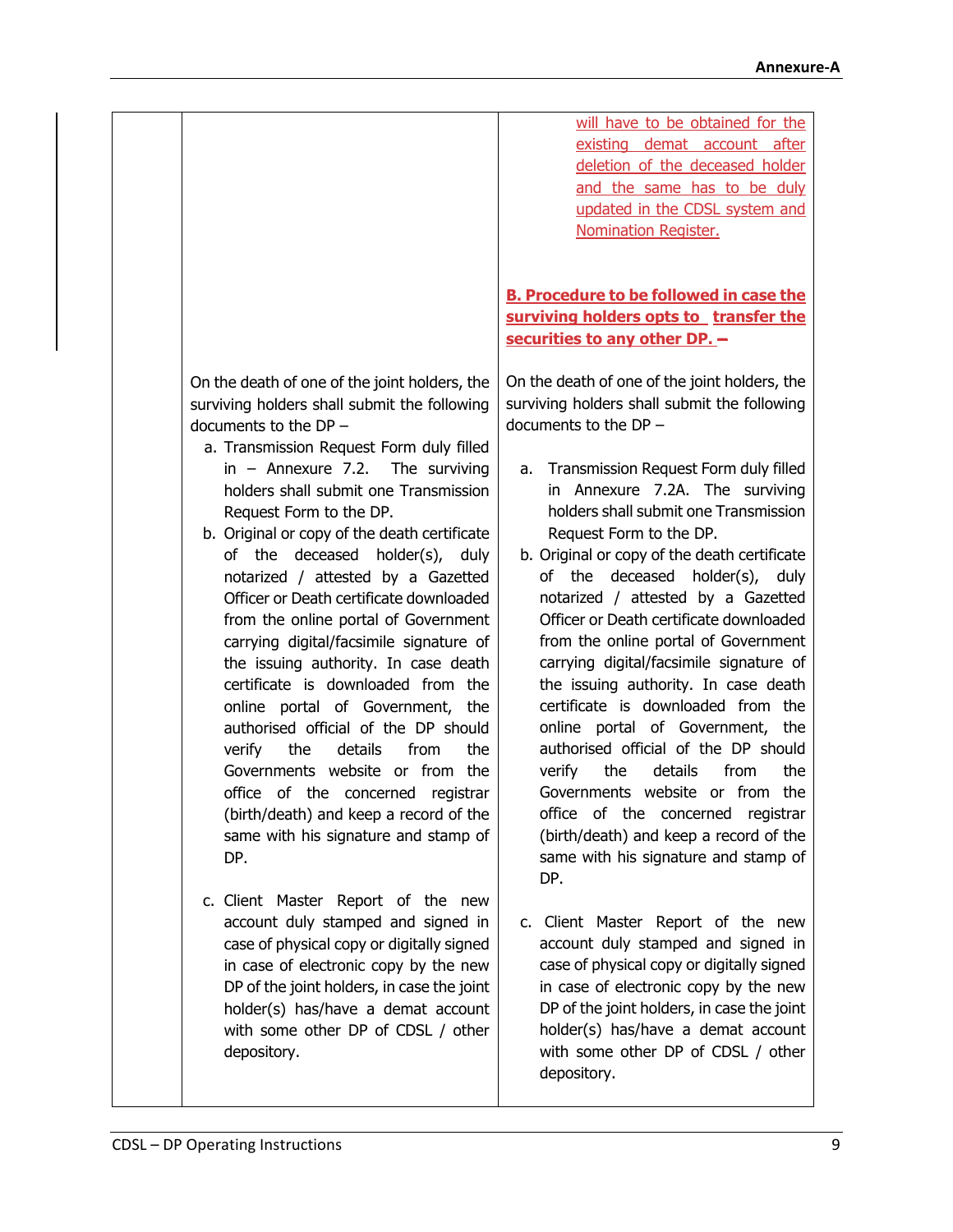| | | |
|---|---|---|
| | | will have to be obtained for the existing demat account after deletion of the deceased holder and the same has to be duly updated in the CDSL system and Nomination Register.<br><br>**B. Procedure to be followed in case the surviving holders opts to transfer the securities to any other DP. –** |
| | On the death of one of the joint holders, the surviving holders shall submit the following documents to the DP –<br>a. Transmission Request Form duly filled in – Annexure 7.2. The surviving holders shall submit one Transmission Request Form to the DP.<br>b. Original or copy of the death certificate of the deceased holder(s), duly notarized / attested by a Gazetted Officer or Death certificate downloaded from the online portal of Government carrying digital/facsimile signature of the issuing authority. In case death certificate is downloaded from the online portal of Government, the authorised official of the DP should verify the details from the Governments website or from the office of the concerned registrar (birth/death) and keep a record of the same with his signature and stamp of DP.<br>c. Client Master Report of the new account duly stamped and signed in case of physical copy or digitally signed in case of electronic copy by the new DP of the joint holders, in case the joint holder(s) has/have a demat account with some other DP of CDSL / other depository. | On the death of one of the joint holders, the surviving holders shall submit the following documents to the DP –<br>a. Transmission Request Form duly filled in Annexure 7.2A. The surviving holders shall submit one Transmission Request Form to the DP.<br>b. Original or copy of the death certificate of the deceased holder(s), duly notarized / attested by a Gazetted Officer or Death certificate downloaded from the online portal of Government carrying digital/facsimile signature of the issuing authority. In case death certificate is downloaded from the online portal of Government, the authorised official of the DP should verify the details from the Governments website or from the office of the concerned registrar (birth/death) and keep a record of the same with his signature and stamp of DP.<br>c. Client Master Report of the new account duly stamped and signed in case of physical copy or digitally signed in case of electronic copy by the new DP of the joint holders, in case the joint holder(s) has/have a demat account with some other DP of CDSL / other depository. |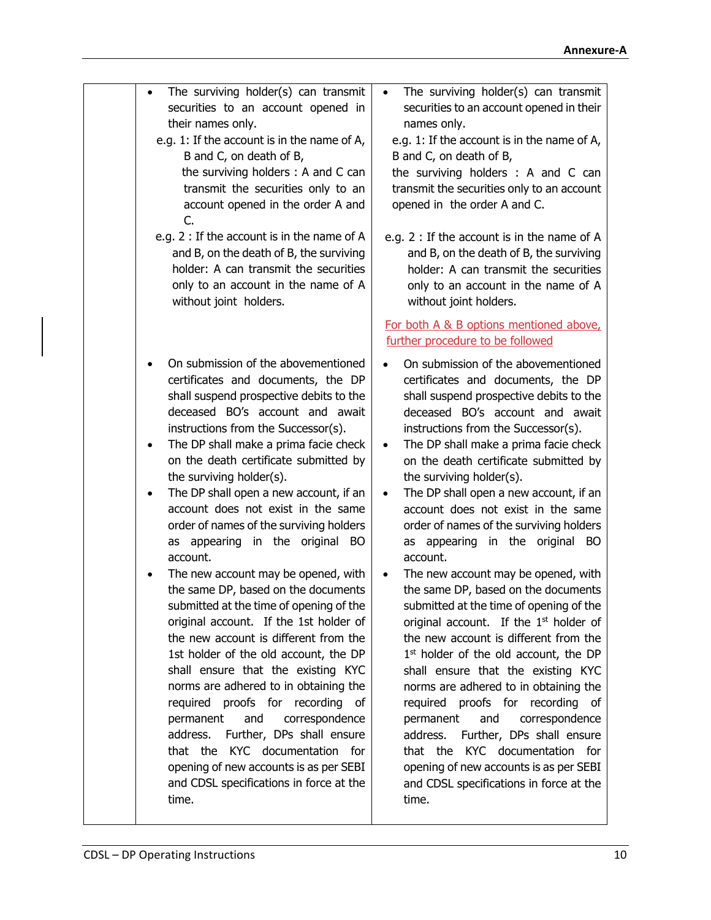| | | |
|---|---|---|
| | • The surviving holder(s) can transmit securities to an account opened in their names only.<br>e.g. 1: If the account is in the name of A, B and C, on death of B, the surviving holders : A and C can transmit the securities only to an account opened in the order A and C.<br>e.g. 2 : If the account is in the name of A and B, on the death of B, the surviving holder: A can transmit the securities only to an account in the name of A without joint holders. | • The surviving holder(s) can transmit securities to an account opened in their names only.<br>e.g. 1: If the account is in the name of A, B and C, on death of B, the surviving holders : A and C can transmit the securities only to an account opened in the order A and C.<br>e.g. 2 : If the account is in the name of A and B, on the death of B, the surviving holder: A can transmit the securities only to an account in the name of A without joint holders.<br><br>For both A & B options mentioned above, further procedure to be followed |
| | • On submission of the abovementioned certificates and documents, the DP shall suspend prospective debits to the deceased BO's account and await instructions from the Successor(s).<br>• The DP shall make a prima facie check on the death certificate submitted by the surviving holder(s).<br>• The DP shall open a new account, if an account does not exist in the same order of names of the surviving holders as appearing in the original BO account.<br>• The new account may be opened, with the same DP, based on the documents submitted at the time of opening of the original account. If the 1st holder of the new account is different from the 1st holder of the old account, the DP shall ensure that the existing KYC norms are adhered to in obtaining the required proofs for recording of permanent and correspondence address. Further, DPs shall ensure that the KYC documentation for opening of new accounts is as per SEBI and CDSL specifications in force at the time. | • On submission of the abovementioned certificates and documents, the DP shall suspend prospective debits to the deceased BO's account and await instructions from the Successor(s).<br>• The DP shall make a prima facie check on the death certificate submitted by the surviving holder(s).<br>• The DP shall open a new account, if an account does not exist in the same order of names of the surviving holders as appearing in the original BO account.<br>• The new account may be opened, with the same DP, based on the documents submitted at the time of opening of the original account. If the 1st holder of the new account is different from the 1st holder of the old account, the DP shall ensure that the existing KYC norms are adhered to in obtaining the required proofs for recording of permanent and correspondence address. Further, DPs shall ensure that the KYC documentation for opening of new accounts is as per SEBI and CDSL specifications in force at the time. |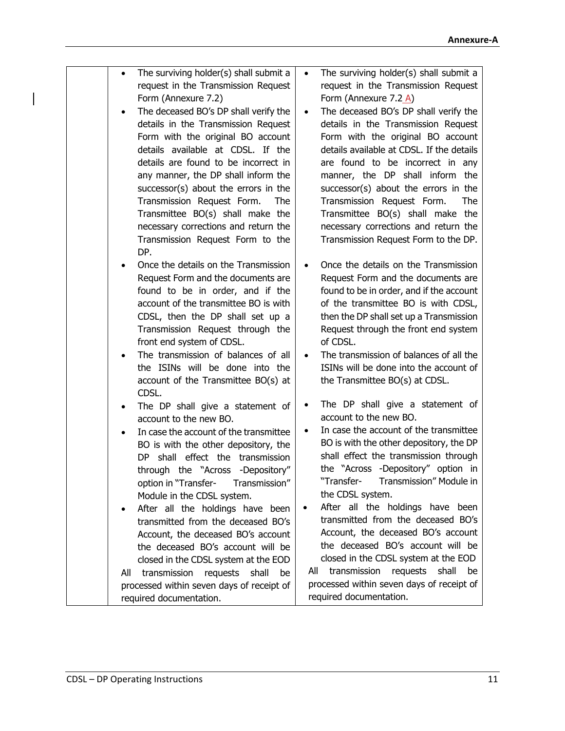| | | |
|---|---|---|
| | • The surviving holder(s) shall submit a request in the Transmission Request Form (Annexure 7.2)<br>• The deceased BO's DP shall verify the details in the Transmission Request Form with the original BO account details available at CDSL. If the details are found to be incorrect in any manner, the DP shall inform the successor(s) about the errors in the Transmission Request Form. The Transmittee BO(s) shall make the necessary corrections and return the Transmission Request Form to the DP.<br>• Once the details on the Transmission Request Form and the documents are found to be in order, and if the account of the transmittee BO is with CDSL, then the DP shall set up a Transmission Request through the front end system of CDSL.<br>• The transmission of balances of all the ISINs will be done into the account of the Transmittee BO(s) at CDSL.<br>• The DP shall give a statement of account to the new BO.<br>• In case the account of the transmittee BO is with the other depository, the DP shall effect the transmission through the "Across -Depository" option in "Transfer- Transmission" Module in the CDSL system.<br>• After all the holdings have been transmitted from the deceased BO's Account, the deceased BO's account the deceased BO's account will be closed in the CDSL system at the EOD<br>All transmission requests shall be processed within seven days of receipt of required documentation. | • The surviving holder(s) shall submit a request in the Transmission Request Form (Annexure 7.2 A)<br>• The deceased BO's DP shall verify the details in the Transmission Request Form with the original BO account details available at CDSL. If the details are found to be incorrect in any manner, the DP shall inform the successor(s) about the errors in the Transmission Request Form. The Transmittee BO(s) shall make the necessary corrections and return the Transmission Request Form to the DP.<br>• Once the details on the Transmission Request Form and the documents are found to be in order, and if the account of the transmittee BO is with CDSL, then the DP shall set up a Transmission Request through the front end system of CDSL.<br>• The transmission of balances of all the ISINs will be done into the account of the Transmittee BO(s) at CDSL.<br>• The DP shall give a statement of account to the new BO.<br>• In case the account of the transmittee BO is with the other depository, the DP shall effect the transmission through the "Across -Depository" option in "Transfer- Transmission" Module in the CDSL system.<br>• After all the holdings have been transmitted from the deceased BO's Account, the deceased BO's account the deceased BO's account will be closed in the CDSL system at the EOD<br>All transmission requests shall be processed within seven days of receipt of required documentation. |